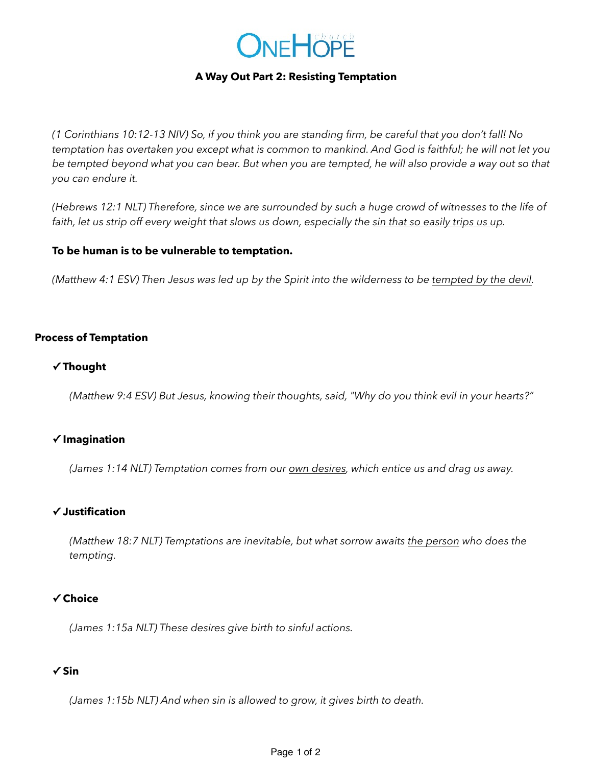# OneHope church

## A Way Out Part 2: Resisting Temptation

*(1 Corinthians 10:12-13 NIV) So, if you think you are standing firm, be careful that you don't fall! No temptation has overtaken you except what is common to mankind. And God is faithful; he will not let you be tempted beyond what you can bear. But when you are tempted, he will also provide a way out so that you can endure it.*

*(Hebrews 12:1 NLT) Therefore, since we are surrounded by such a huge crowd of witnesses to the life of faith, let us strip off every weight that slows us down, especially the <u>sin that so easily trips us up</u>.*

**To be human is to be vulnerable to temptation.**

*(Matthew 4:1 ESV) Then Jesus was led up by the Spirit into the wilderness to be <u>tempted by the devil</u>.*

### Process of Temptation

✓ **Thought**

*(Matthew 9:4 ESV) But Jesus, knowing their thoughts, said, "Why do you think evil in your hearts?"*

✓ **Imagination**

*(James 1:14 NLT) Temptation comes from our <u>own desires</u>, which entice us and drag us away.*

✓ **Justification**

*(Matthew 18:7 NLT) Temptations are inevitable, but what sorrow awaits <u>the person</u> who does the tempting.*

✓ **Choice**

*(James 1:15a NLT) These desires give birth to sinful actions.*

✓ **Sin**

*(James 1:15b NLT) And when sin is allowed to grow, it gives birth to death.*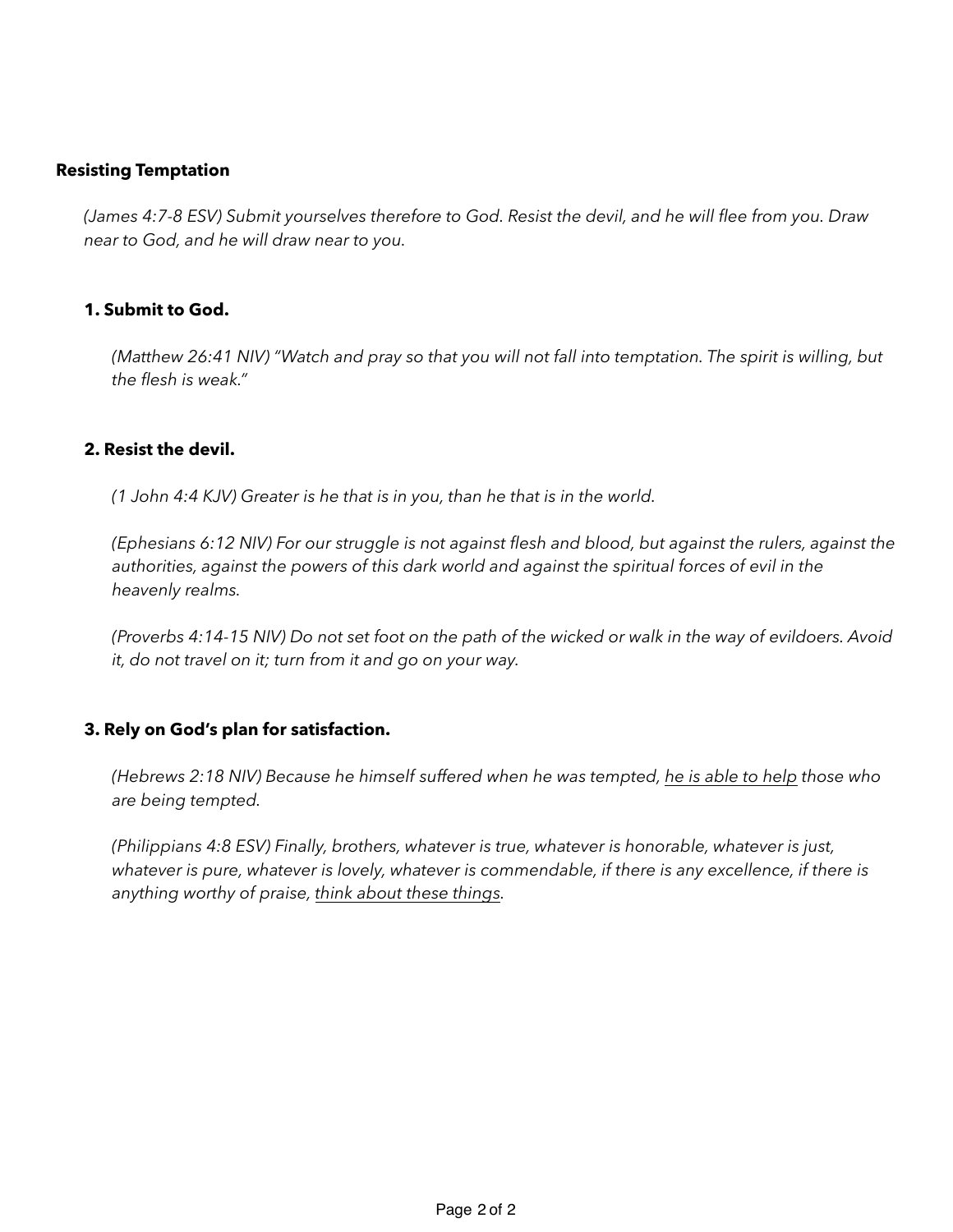**Resisting Temptation**

*(James 4:7-8 ESV) Submit yourselves therefore to God. Resist the devil, and he will flee from you. Draw near to God, and he will draw near to you.*

**1. Submit to God.**

*(Matthew 26:41 NIV) "Watch and pray so that you will not fall into temptation. The spirit is willing, but the flesh is weak."*

**2. Resist the devil.**

*(1 John 4:4 KJV) Greater is he that is in you, than he that is in the world.*

*(Ephesians 6:12 NIV) For our struggle is not against flesh and blood, but against the rulers, against the authorities, against the powers of this dark world and against the spiritual forces of evil in the heavenly realms.*

*(Proverbs 4:14-15 NIV) Do not set foot on the path of the wicked or walk in the way of evildoers. Avoid it, do not travel on it; turn from it and go on your way.*

**3. Rely on God's plan for satisfaction.**

*(Hebrews 2:18 NIV) Because he himself suffered when he was tempted, <u>he is able to help</u> those who are being tempted.*

*(Philippians 4:8 ESV) Finally, brothers, whatever is true, whatever is honorable, whatever is just, whatever is pure, whatever is lovely, whatever is commendable, if there is any excellence, if there is anything worthy of praise, <u>think about these things</u>.*